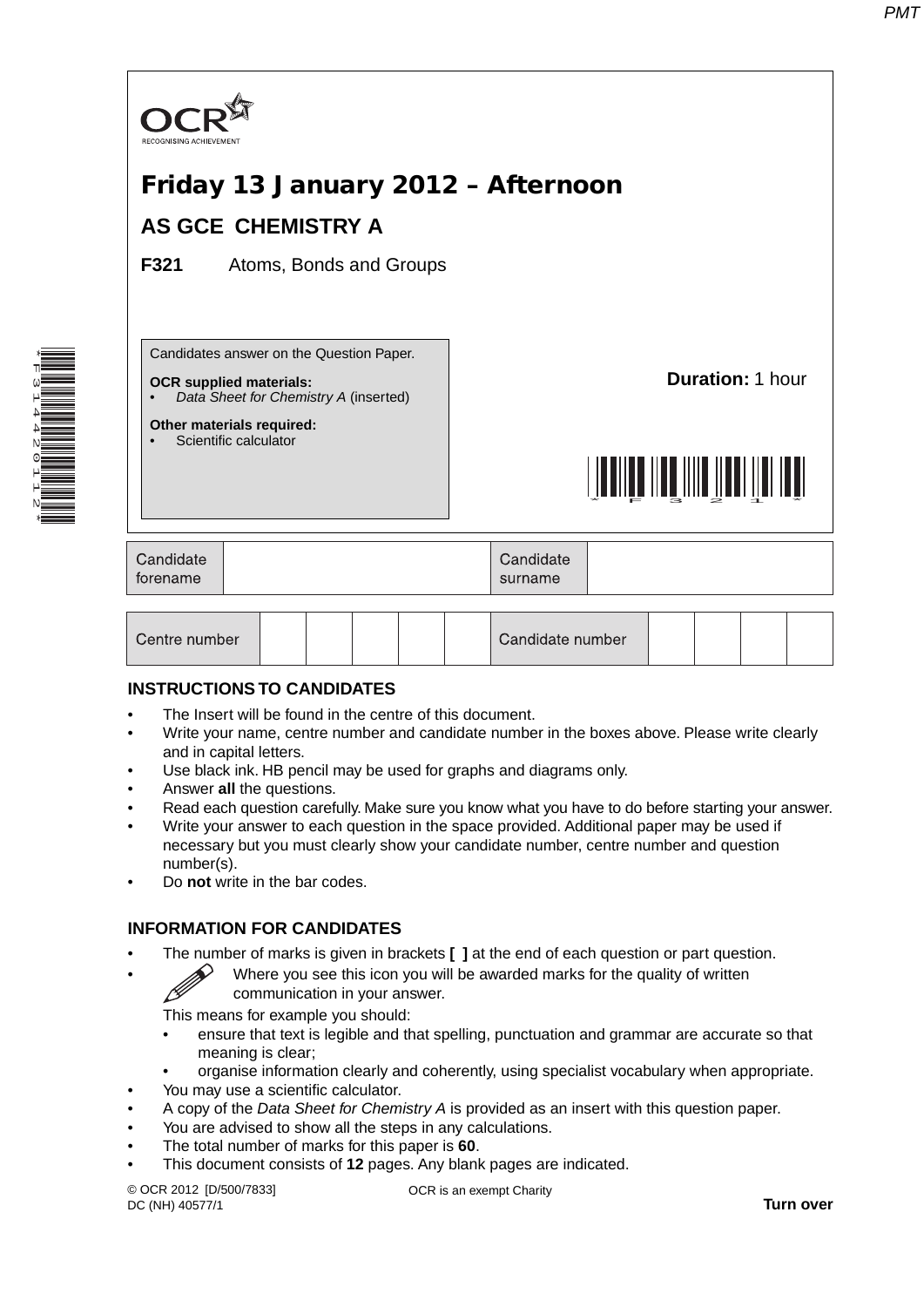OCR
RECOGNISING ACHIEVEMENT

# Friday 13 January 2012 – Afternoon

## AS GCE CHEMISTRY A

**F321** Atoms, Bonds and Groups

Candidates answer on the Question Paper.

**OCR supplied materials:**
- *Data Sheet for Chemistry A* (inserted)

**Other materials required:**
- Scientific calculator

**Duration:** 1 hour

| Candidate forename | | Candidate surname | |
|---|---|---|---|

| Centre number | | | | | | Candidate number | | | | |
|---|---|---|---|---|---|---|---|---|---|---|

### INSTRUCTIONS TO CANDIDATES

- The Insert will be found in the centre of this document.
- Write your name, centre number and candidate number in the boxes above. Please write clearly and in capital letters.
- Use black ink. HB pencil may be used for graphs and diagrams only.
- Answer **all** the questions.
- Read each question carefully. Make sure you know what you have to do before starting your answer.
- Write your answer to each question in the space provided. Additional paper may be used if necessary but you must clearly show your candidate number, centre number and question number(s).
- Do **not** write in the bar codes.

### INFORMATION FOR CANDIDATES

- The number of marks is given in brackets **[ ]** at the end of each question or part question.
- Where you see this icon you will be awarded marks for the quality of written communication in your answer.

  This means for example you should:
  - ensure that text is legible and that spelling, punctuation and grammar are accurate so that meaning is clear;
  - organise information clearly and coherently, using specialist vocabulary when appropriate.
- You may use a scientific calculator.
- A copy of the *Data Sheet for Chemistry A* is provided as an insert with this question paper.
- You are advised to show all the steps in any calculations.
- The total number of marks for this paper is **60**.
- This document consists of **12** pages. Any blank pages are indicated.

© OCR 2012 [D/500/7833]
DC (NH) 40577/1

OCR is an exempt Charity

**Turn over**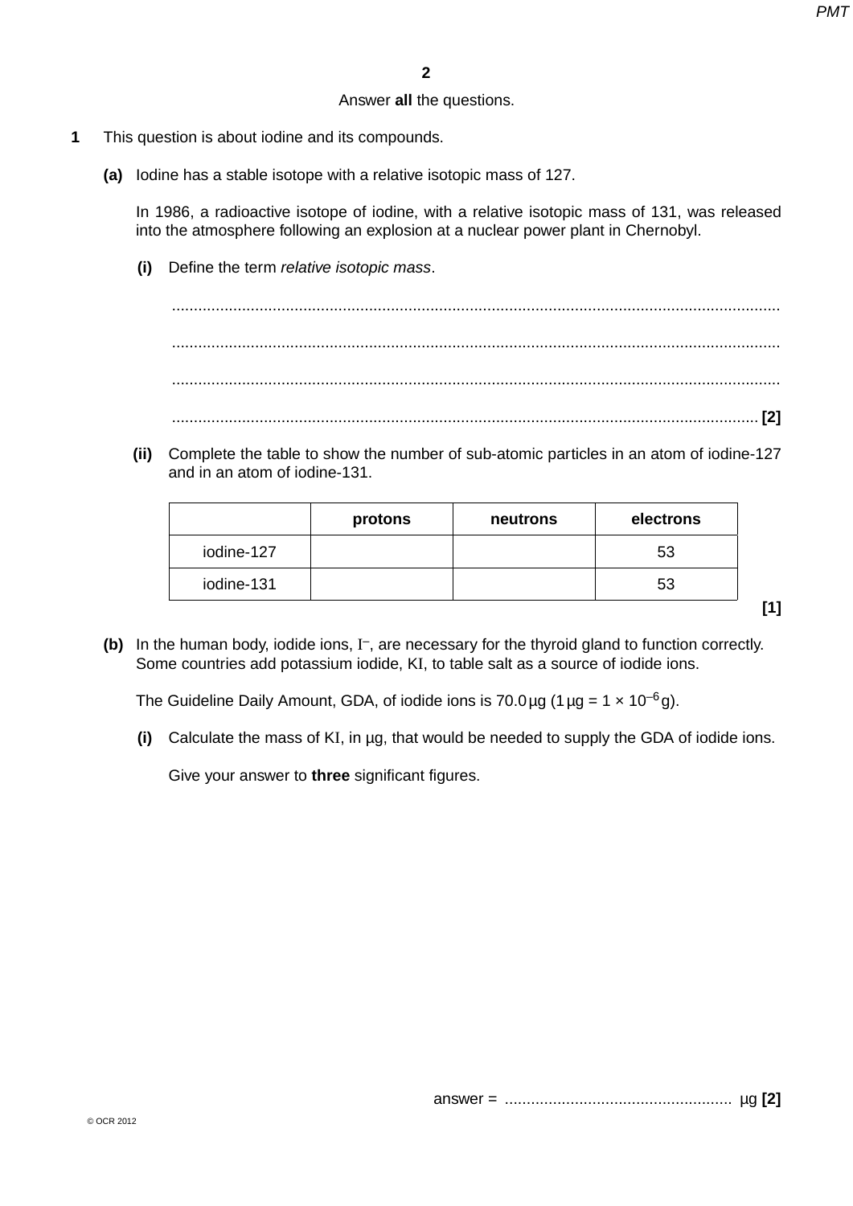Answer **all** the questions.

**1** This question is about iodine and its compounds.

**(a)** Iodine has a stable isotope with a relative isotopic mass of 127.

In 1986, a radioactive isotope of iodine, with a relative isotopic mass of 131, was released into the atmosphere following an explosion at a nuclear power plant in Chernobyl.

**(i)** Define the term *relative isotopic mass*.

..........................................................................................................................................

..........................................................................................................................................

..........................................................................................................................................

.................................................................................................................................... **[2]**

**(ii)** Complete the table to show the number of sub-atomic particles in an atom of iodine-127 and in an atom of iodine-131.

| | protons | neutrons | electrons |
|---|---|---|---|
| iodine-127 | | | 53 |
| iodine-131 | | | 53 |

**[1]**

**(b)** In the human body, iodide ions, $I^-$, are necessary for the thyroid gland to function correctly. Some countries add potassium iodide, KI, to table salt as a source of iodide ions.

The Guideline Daily Amount, GDA, of iodide ions is 70.0 µg (1 µg = 1 × $10^{-6}$ g).

**(i)** Calculate the mass of KI, in µg, that would be needed to supply the GDA of iodide ions.

Give your answer to **three** significant figures.

answer = .................................................... µg **[2]**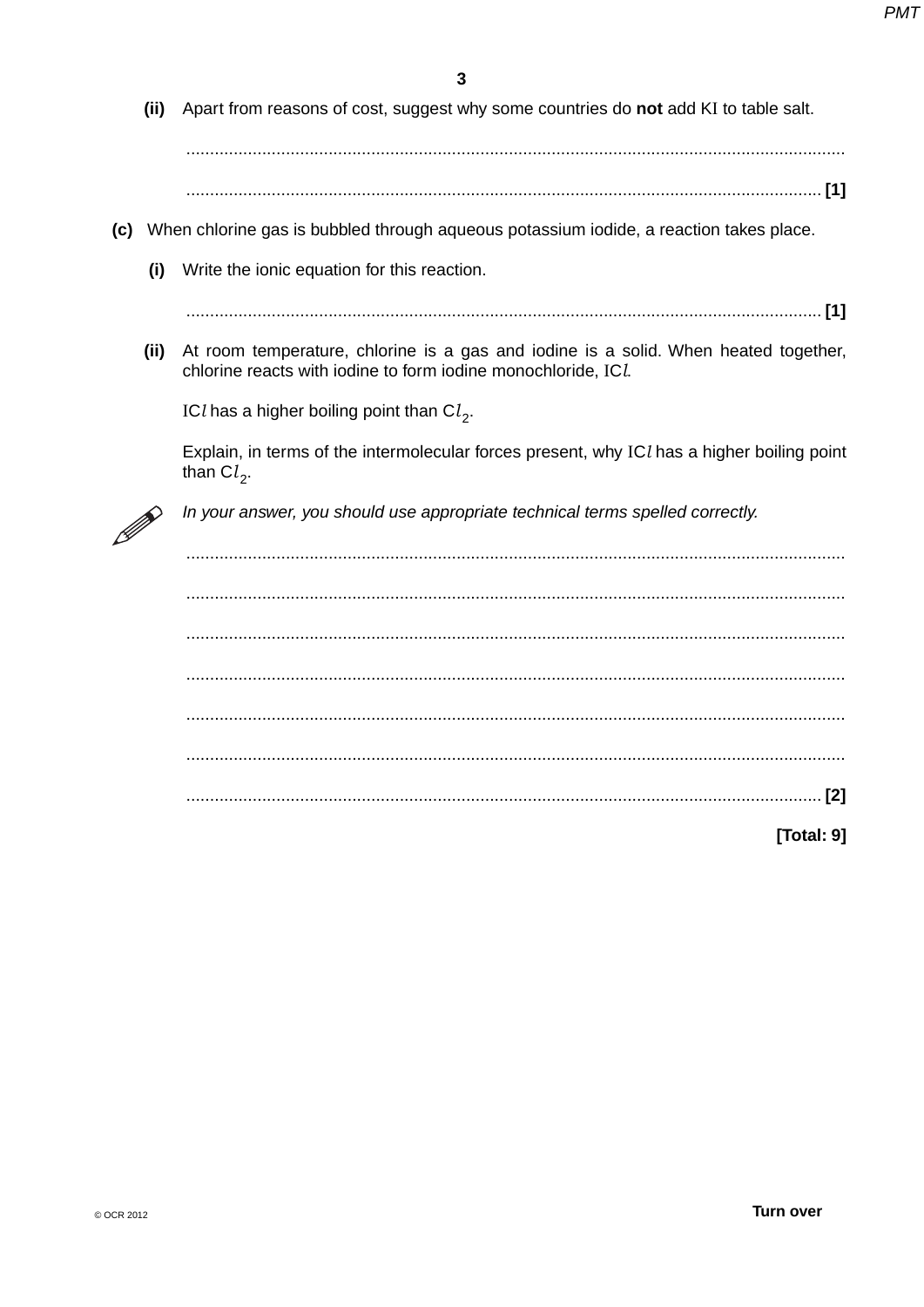(ii) Apart from reasons of cost, suggest why some countries do **not** add KI to table salt.

.......................................................................................................................................

.................................................................................................................................. **[1]**

**(c)** When chlorine gas is bubbled through aqueous potassium iodide, a reaction takes place.

(i) Write the ionic equation for this reaction.

.................................................................................................................................. **[1]**

(ii) At room temperature, chlorine is a gas and iodine is a solid. When heated together, chlorine reacts with iodine to form iodine monochloride, $ICl$.

$ICl$ has a higher boiling point than $Cl_2$.

Explain, in terms of the intermolecular forces present, why $ICl$ has a higher boiling point than $Cl_2$.

*In your answer, you should use appropriate technical terms spelled correctly.*

.......................................................................................................................................

.......................................................................................................................................

.......................................................................................................................................

.......................................................................................................................................

.......................................................................................................................................

.......................................................................................................................................

.................................................................................................................................. **[2]**

**[Total: 9]**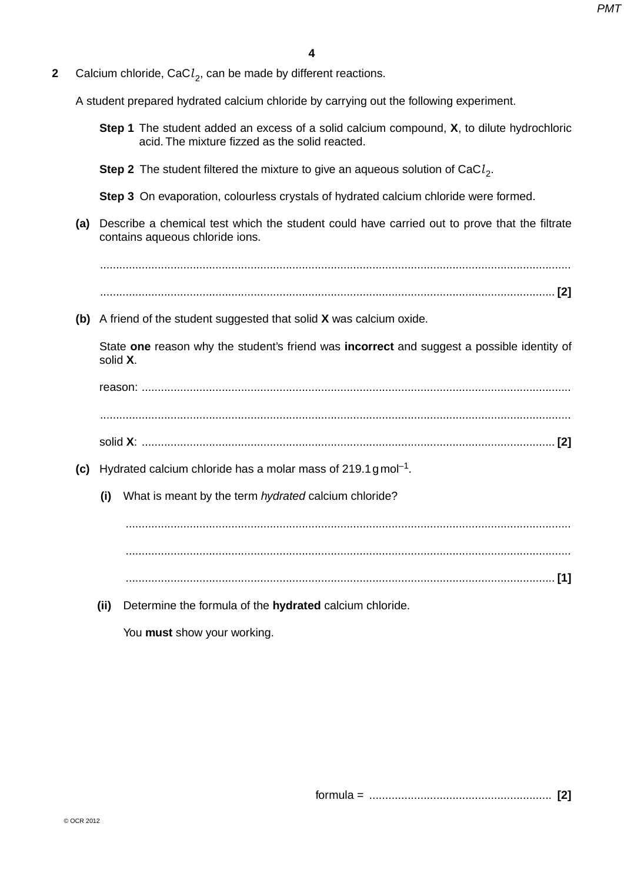**2** Calcium chloride, $CaCl_2$, can be made by different reactions.

A student prepared hydrated calcium chloride by carrying out the following experiment.

**Step 1** The student added an excess of a solid calcium compound, **X**, to dilute hydrochloric acid. The mixture fizzed as the solid reacted.

**Step 2** The student filtered the mixture to give an aqueous solution of $CaCl_2$.

**Step 3** On evaporation, colourless crystals of hydrated calcium chloride were formed.

**(a)** Describe a chemical test which the student could have carried out to prove that the filtrate contains aqueous chloride ions.

..........................................................................................................................................

.......................................................................................................................................... **[2]**

**(b)** A friend of the student suggested that solid **X** was calcium oxide.

State **one** reason why the student's friend was **incorrect** and suggest a possible identity of solid **X**.

reason: ..........................................................................................................................

..........................................................................................................................................

solid **X**: ...................................................................................................................... **[2]**

**(c)** Hydrated calcium chloride has a molar mass of 219.1 g mol$^{-1}$.

**(i)** What is meant by the term *hydrated* calcium chloride?

..........................................................................................................................................

..........................................................................................................................................

.......................................................................................................................................... **[1]**

**(ii)** Determine the formula of the **hydrated** calcium chloride.

You **must** show your working.

formula = ......................................................... **[2]**

© OCR 2012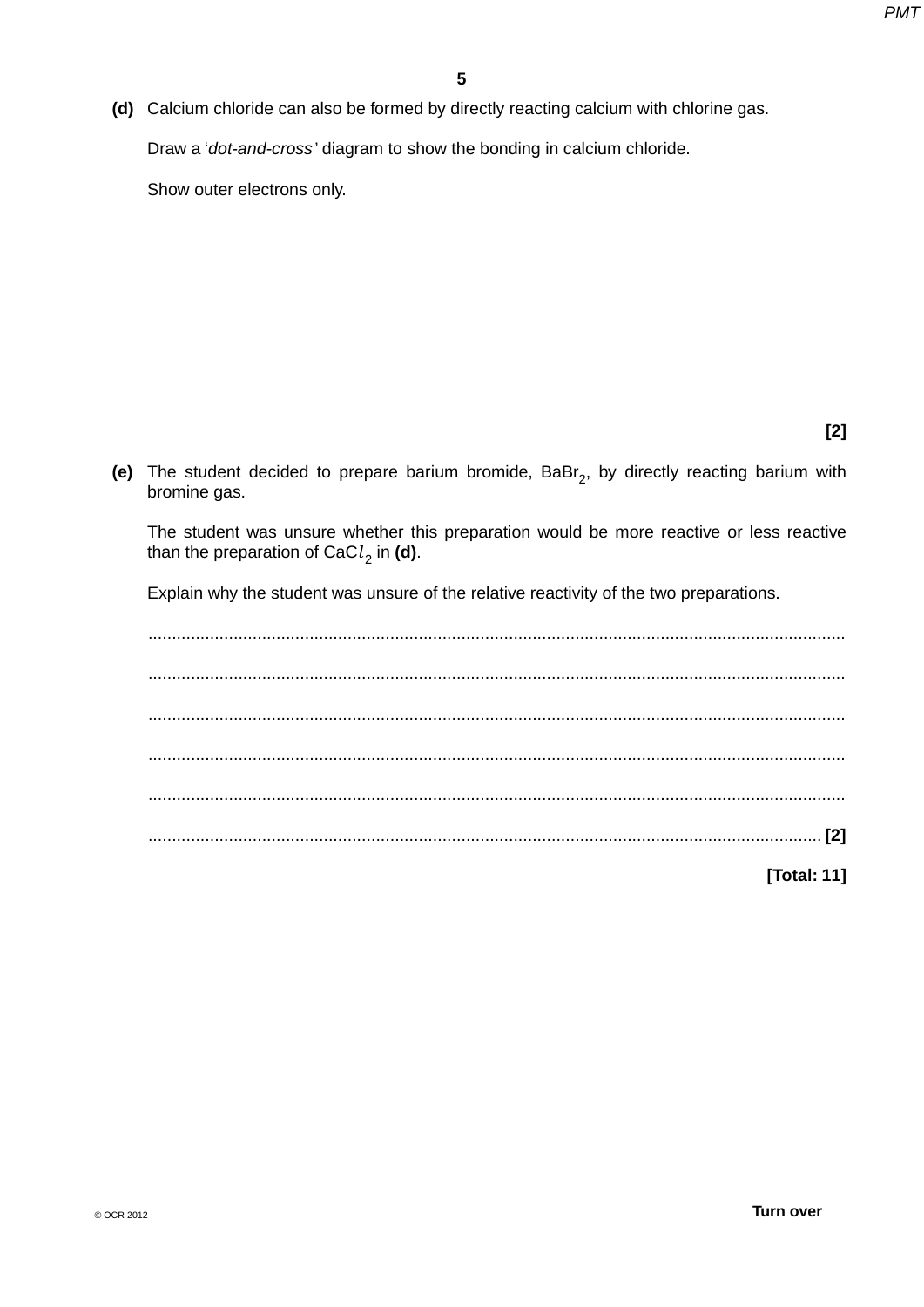**(d)** Calcium chloride can also be formed by directly reacting calcium with chlorine gas.

Draw a '*dot-and-cross*' diagram to show the bonding in calcium chloride.

Show outer electrons only.

**[2]**

**(e)** The student decided to prepare barium bromide, $BaBr_2$, by directly reacting barium with bromine gas.

The student was unsure whether this preparation would be more reactive or less reactive than the preparation of $CaCl_2$ in **(d)**.

Explain why the student was unsure of the relative reactivity of the two preparations.

.......................................................................................................................................

.......................................................................................................................................

.......................................................................................................................................

.......................................................................................................................................

.......................................................................................................................................

....................................................................................................................................... **[2]**

**[Total: 11]**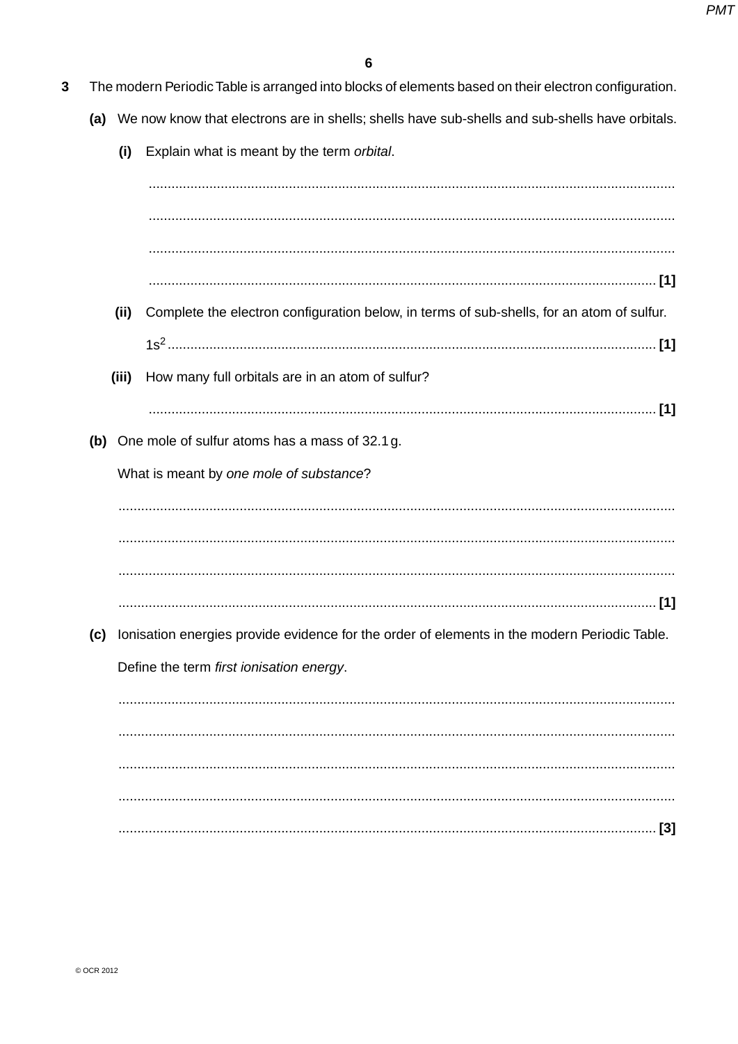**3** The modern Periodic Table is arranged into blocks of elements based on their electron configuration.

**(a)** We now know that electrons are in shells; shells have sub-shells and sub-shells have orbitals.

**(i)** Explain what is meant by the term *orbital*.

..........................................................................................................................................

..........................................................................................................................................

..........................................................................................................................................

.................................................................................................................................... **[1]**

**(ii)** Complete the electron configuration below, in terms of sub-shells, for an atom of sulfur.

$1s^2$ ............................................................................................................................ **[1]**

**(iii)** How many full orbitals are in an atom of sulfur?

.................................................................................................................................... **[1]**

**(b)** One mole of sulfur atoms has a mass of 32.1 g.

What is meant by *one mole of substance*?

..........................................................................................................................................

..........................................................................................................................................

..........................................................................................................................................

.................................................................................................................................... **[1]**

**(c)** Ionisation energies provide evidence for the order of elements in the modern Periodic Table.

Define the term *first ionisation energy*.

..........................................................................................................................................

..........................................................................................................................................

..........................................................................................................................................

..........................................................................................................................................

.................................................................................................................................... **[3]**

© OCR 2012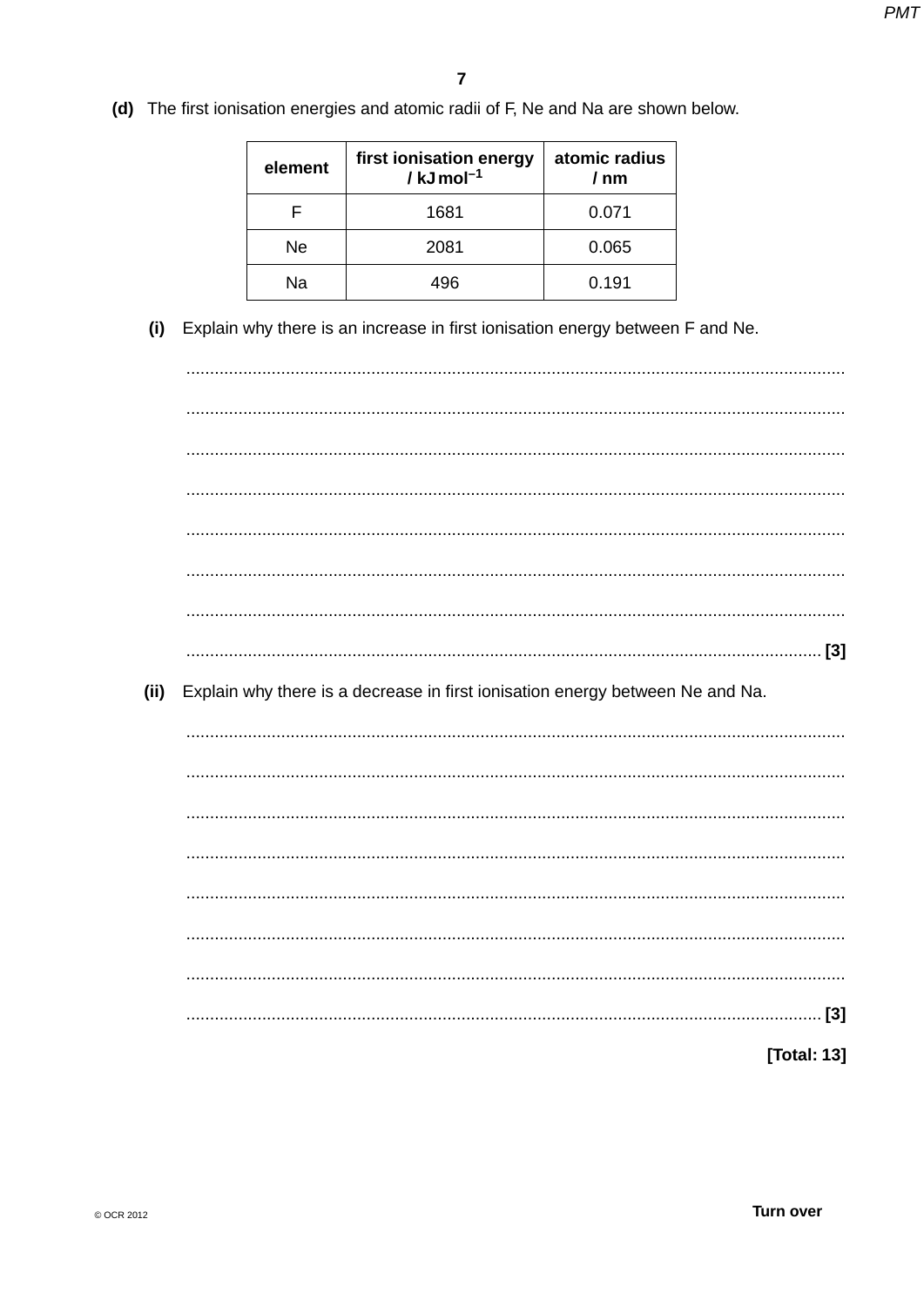**(d)** The first ionisation energies and atomic radii of F, Ne and Na are shown below.

| element | first ionisation energy / $kJ\,mol^{-1}$ | atomic radius / nm |
|---|---|---|
| F | 1681 | 0.071 |
| Ne | 2081 | 0.065 |
| Na | 496 | 0.191 |

**(i)** Explain why there is an increase in first ionisation energy between F and Ne.

...........................................................................................................................................

...........................................................................................................................................

...........................................................................................................................................

...........................................................................................................................................

...........................................................................................................................................

...........................................................................................................................................

...........................................................................................................................................

...................................................................................................................................... **[3]**

**(ii)** Explain why there is a decrease in first ionisation energy between Ne and Na.

...........................................................................................................................................

...........................................................................................................................................

...........................................................................................................................................

...........................................................................................................................................

...........................................................................................................................................

...........................................................................................................................................

...........................................................................................................................................

...................................................................................................................................... **[3]**

**[Total: 13]**

**Turn over**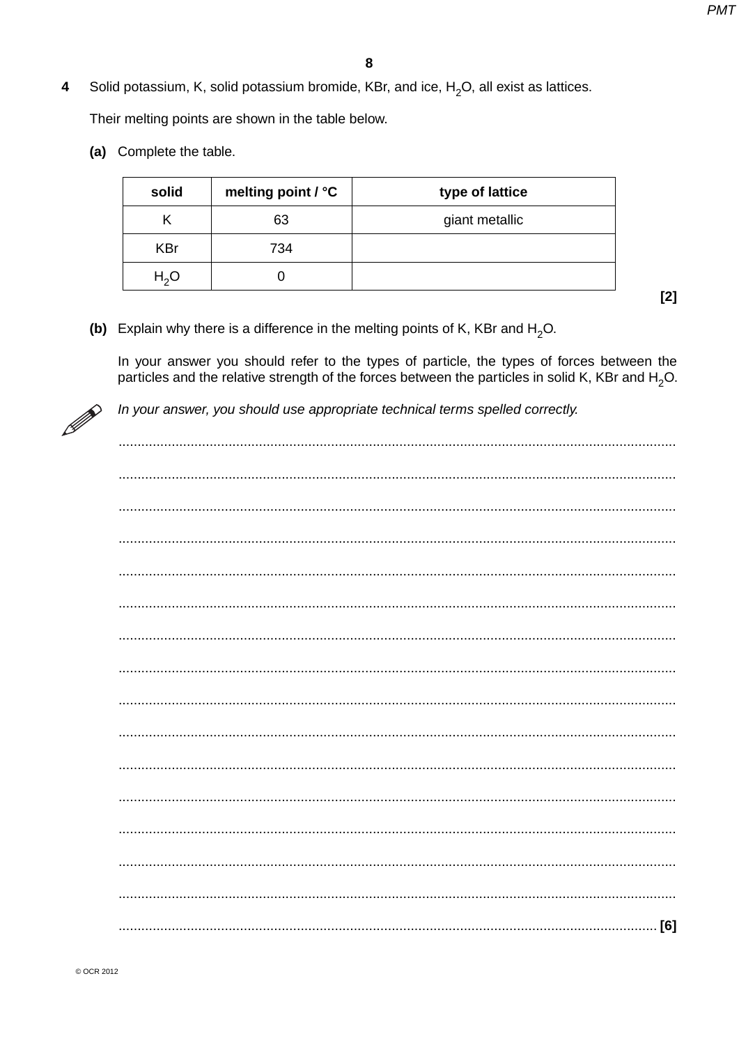**4** Solid potassium, K, solid potassium bromide, KBr, and ice, $H_2O$, all exist as lattices.

Their melting points are shown in the table below.

**(a)** Complete the table.

| solid | melting point / °C | type of lattice |
|---|---|---|
| K | 63 | giant metallic |
| KBr | 734 | |
| $H_2O$ | 0 | |

**[2]**

**(b)** Explain why there is a difference in the melting points of K, KBr and $H_2O$.

In your answer you should refer to the types of particle, the types of forces between the particles and the relative strength of the forces between the particles in solid K, KBr and $H_2O$.

*In your answer, you should use appropriate technical terms spelled correctly.*

.................................................................................................................................................

.................................................................................................................................................

.................................................................................................................................................

.................................................................................................................................................

.................................................................................................................................................

.................................................................................................................................................

.................................................................................................................................................

.................................................................................................................................................

.................................................................................................................................................

.................................................................................................................................................

.................................................................................................................................................

.................................................................................................................................................

.................................................................................................................................................

.................................................................................................................................................

.................................................................................................................................................

............................................................................................................................................ **[6]**

© OCR 2012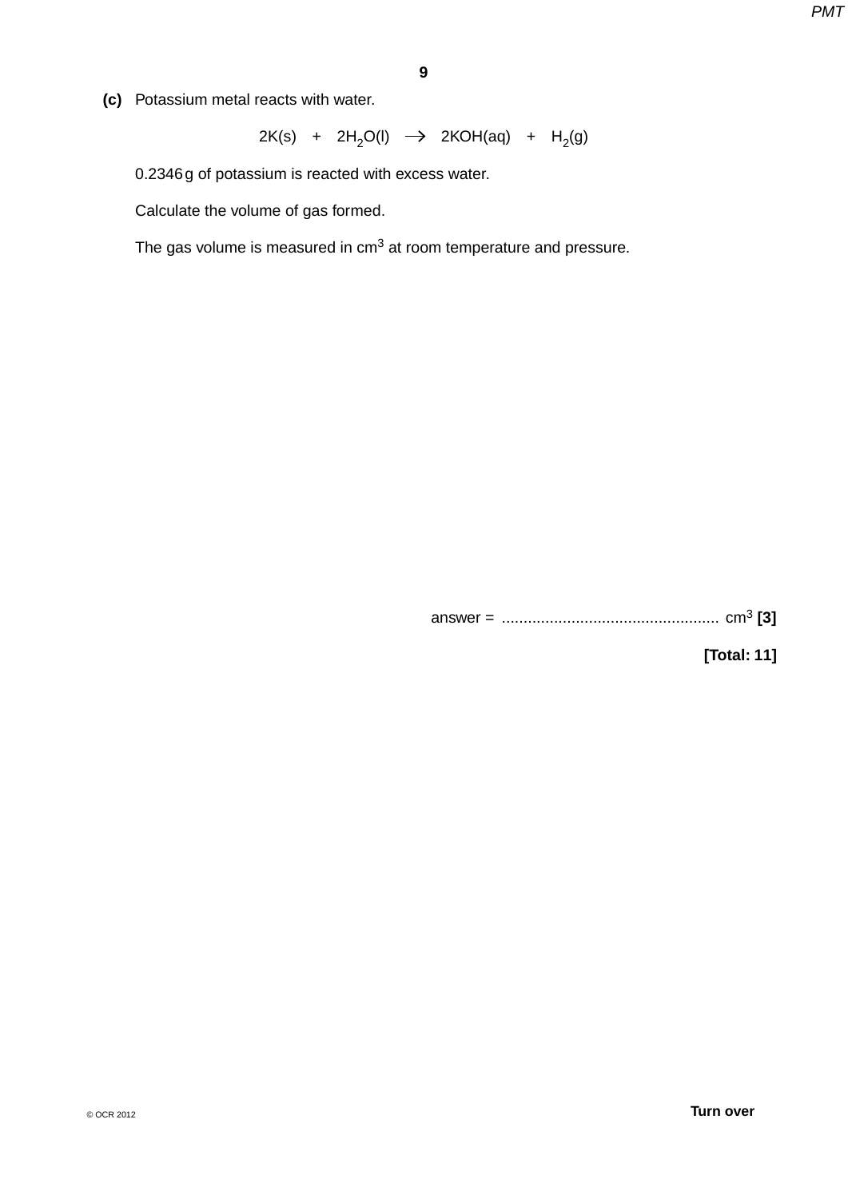**(c)** Potassium metal reacts with water.

$$2K(s) + 2H_2O(l) \rightarrow 2KOH(aq) + H_2(g)$$

0.2346 g of potassium is reacted with excess water.

Calculate the volume of gas formed.

The gas volume is measured in $cm^3$ at room temperature and pressure.

answer = .................................................. $cm^3$ **[3]**

**[Total: 11]**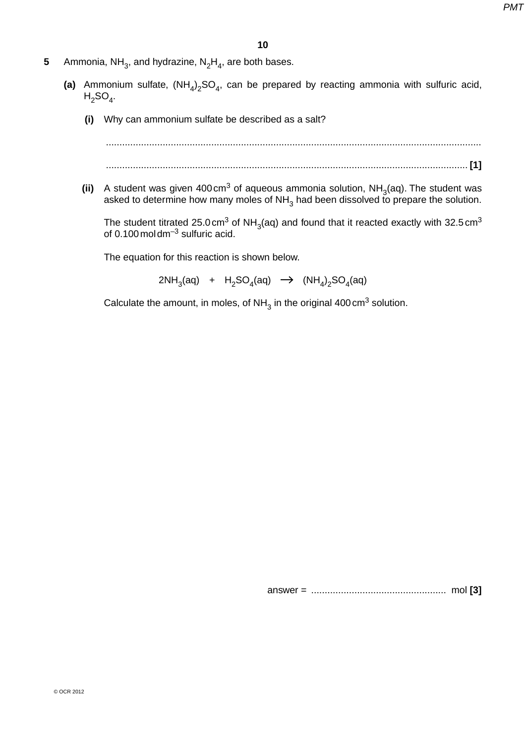**5** Ammonia, $NH_3$, and hydrazine, $N_2H_4$, are both bases.

**(a)** Ammonium sulfate, $(NH_4)_2SO_4$, can be prepared by reacting ammonia with sulfuric acid, $H_2SO_4$.

**(i)** Why can ammonium sulfate be described as a salt?

..........................................................................................................................................

.......................................................................................................................................... **[1]**

**(ii)** A student was given 400 cm$^3$ of aqueous ammonia solution, $NH_3$(aq). The student was asked to determine how many moles of $NH_3$ had been dissolved to prepare the solution.

The student titrated 25.0 cm$^3$ of $NH_3$(aq) and found that it reacted exactly with 32.5 cm$^3$ of 0.100 mol dm$^{-3}$ sulfuric acid.

The equation for this reaction is shown below.

$$2NH_3(aq) \quad + \quad H_2SO_4(aq) \quad \longrightarrow \quad (NH_4)_2SO_4(aq)$$

Calculate the amount, in moles, of $NH_3$ in the original 400 cm$^3$ solution.

answer = .................................................. mol **[3]**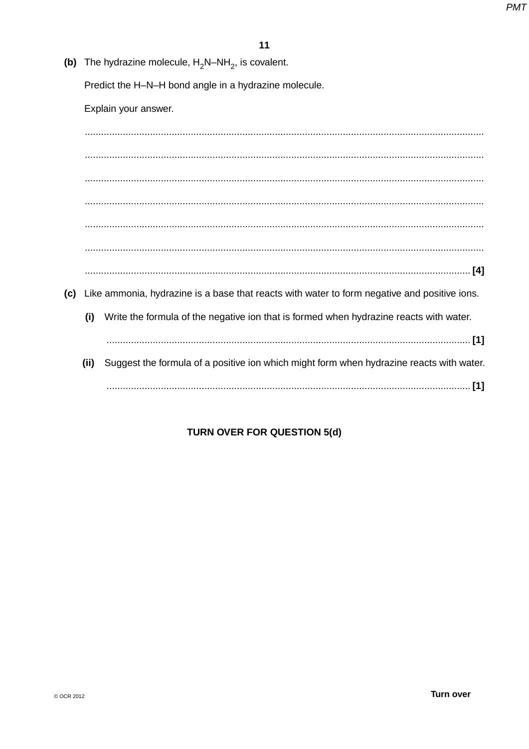**(b)** The hydrazine molecule, $H_2N–NH_2$, is covalent.

Predict the H–N–H bond angle in a hydrazine molecule.

Explain your answer.

.................................................................................................................................................

.................................................................................................................................................

.................................................................................................................................................

.................................................................................................................................................

.................................................................................................................................................

.................................................................................................................................................

.......................................................................................................................................... [4]

**(c)** Like ammonia, hydrazine is a base that reacts with water to form negative and positive ions.

**(i)** Write the formula of the negative ion that is formed when hydrazine reacts with water.

.......................................................................................................................................... [1]

**(ii)** Suggest the formula of a positive ion which might form when hydrazine reacts with water.

.......................................................................................................................................... [1]

**TURN OVER FOR QUESTION 5(d)**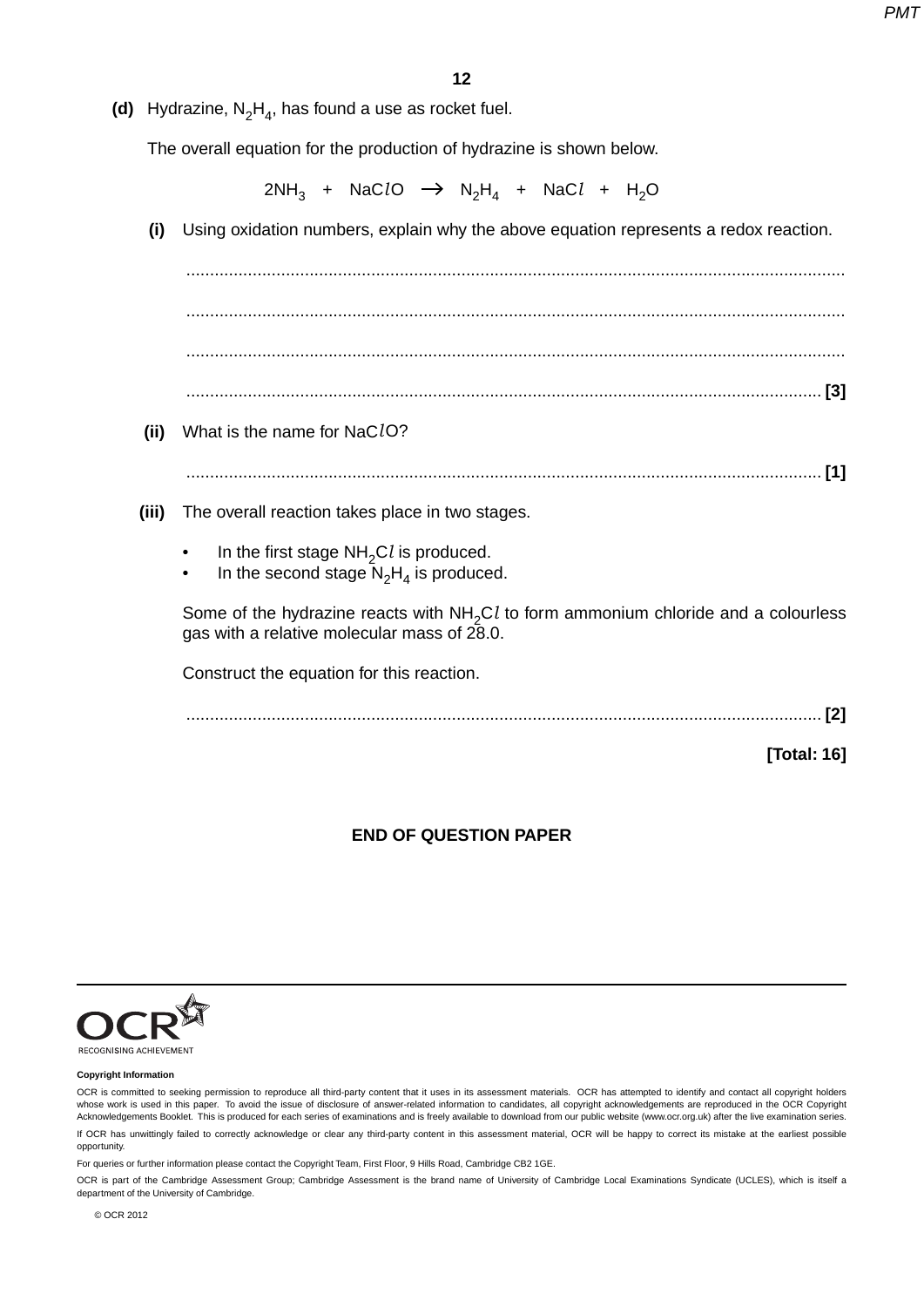**(d)** Hydrazine, $N_2H_4$, has found a use as rocket fuel.

The overall equation for the production of hydrazine is shown below.

$$2NH_3 \ + \ NaClO \ \rightarrow \ N_2H_4 \ + \ NaCl \ + \ H_2O$$

**(i)** Using oxidation numbers, explain why the above equation represents a redox reaction.

..........................................................................................................................................

..........................................................................................................................................

..........................................................................................................................................

.......................................................................................................................................... **[3]**

**(ii)** What is the name for $NaClO$?

.......................................................................................................................................... **[1]**

**(iii)** The overall reaction takes place in two stages.

- In the first stage $NH_2Cl$ is produced.
- In the second stage $N_2H_4$ is produced.

Some of the hydrazine reacts with $NH_2Cl$ to form ammonium chloride and a colourless gas with a relative molecular mass of 28.0.

Construct the equation for this reaction.

.......................................................................................................................................... **[2]**

**[Total: 16]**

**END OF QUESTION PAPER**

**Copyright Information**

OCR is committed to seeking permission to reproduce all third-party content that it uses in its assessment materials. OCR has attempted to identify and contact all copyright holders whose work is used in this paper. To avoid the issue of disclosure of answer-related information to candidates, all copyright acknowledgements are reproduced in the OCR Copyright Acknowledgements Booklet. This is produced for each series of examinations and is freely available to download from our public website (www.ocr.org.uk) after the live examination series.

If OCR has unwittingly failed to correctly acknowledge or clear any third-party content in this assessment material, OCR will be happy to correct its mistake at the earliest possible opportunity.

For queries or further information please contact the Copyright Team, First Floor, 9 Hills Road, Cambridge CB2 1GE.

OCR is part of the Cambridge Assessment Group; Cambridge Assessment is the brand name of University of Cambridge Local Examinations Syndicate (UCLES), which is itself a department of the University of Cambridge.

© OCR 2012